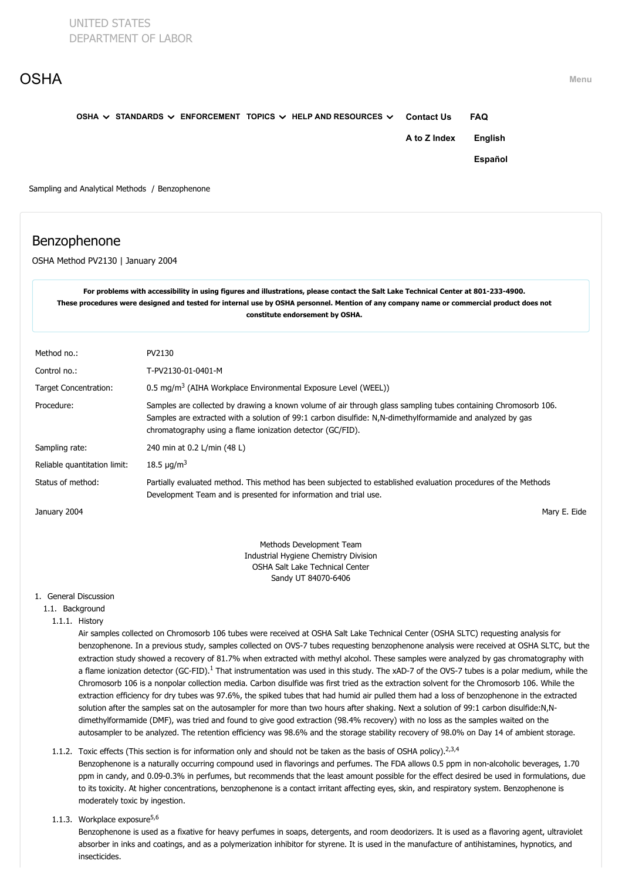UNITED STATES
DEPARTMENT OF LABOR

OSHA

Sampling and Analytical Methods / Benzophenone

# Benzophenone

OSHA Method PV2130 | January 2004

**For problems with accessibility in using figures and illustrations, please contact the Salt Lake Technical Center at 801-233-4900. These procedures were designed and tested for internal use by OSHA personnel. Mention of any company name or commercial product does not constitute endorsement by OSHA.**

| | |
|---|---|
| Method no.: | PV2130 |
| Control no.: | T-PV2130-01-0401-M |
| Target Concentration: | 0.5 mg/m$^3$ (AIHA Workplace Environmental Exposure Level (WEEL)) |
| Procedure: | Samples are collected by drawing a known volume of air through glass sampling tubes containing Chromosorb 106. Samples are extracted with a solution of 99:1 carbon disulfide: N,N-dimethylformamide and analyzed by gas chromatography using a flame ionization detector (GC/FID). |
| Sampling rate: | 240 min at 0.2 L/min (48 L) |
| Reliable quantitation limit: | 18.5 μg/m$^3$ |
| Status of method: | Partially evaluated method. This method has been subjected to established evaluation procedures of the Methods Development Team and is presented for information and trial use. |

January 2004 | Mary E. Eide

Methods Development Team
Industrial Hygiene Chemistry Division
OSHA Salt Lake Technical Center
Sandy UT 84070-6406

1. General Discussion
   1.1. Background
      1.1.1. History

      Air samples collected on Chromosorb 106 tubes were received at OSHA Salt Lake Technical Center (OSHA SLTC) requesting analysis for benzophenone. In a previous study, samples collected on OVS-7 tubes requesting benzophenone analysis were received at OSHA SLTC, but the extraction study showed a recovery of 81.7% when extracted with methyl alcohol. These samples were analyzed by gas chromatography with a flame ionization detector (GC-FID).[1] That instrumentation was used in this study. The xAD-7 of the OVS-7 tubes is a polar medium, while the Chromosorb 106 is a nonpolar collection media. Carbon disulfide was first tried as the extraction solvent for the Chromosorb 106. While the extraction efficiency for dry tubes was 97.6%, the spiked tubes that had humid air pulled them had a loss of benzophenone in the extracted solution after the samples sat on the autosampler for more than two hours after shaking. Next a solution of 99:1 carbon disulfide:N,N-dimethylformamide (DMF), was tried and found to give good extraction (98.4% recovery) with no loss as the samples waited on the autosampler to be analyzed. The retention efficiency was 98.6% and the storage stability recovery of 98.0% on Day 14 of ambient storage.

      1.1.2. Toxic effects (This section is for information only and should not be taken as the basis of OSHA policy).[2,3,4]

      Benzophenone is a naturally occurring compound used in flavorings and perfumes. The FDA allows 0.5 ppm in non-alcoholic beverages, 1.70 ppm in candy, and 0.09-0.3% in perfumes, but recommends that the least amount possible for the effect desired be used in formulations, due to its toxicity. At higher concentrations, benzophenone is a contact irritant affecting eyes, skin, and respiratory system. Benzophenone is moderately toxic by ingestion.

      1.1.3. Workplace exposure[5,6]

      Benzophenone is used as a fixative for heavy perfumes in soaps, detergents, and room deodorizers. It is used as a flavoring agent, ultraviolet absorber in inks and coatings, and as a polymerization inhibitor for styrene. It is used in the manufacture of antihistamines, hypnotics, and insecticides.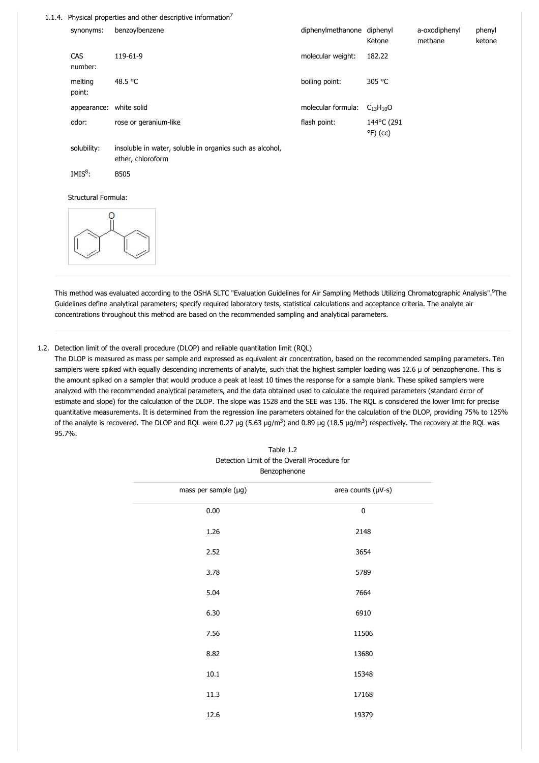1.1.4. Physical properties and other descriptive information[7]

| | | | | | |
|---|---|---|---|---|---|
| synonyms: | benzoylbenzene | diphenylmethanone | diphenyl Ketone | a-oxodiphenyl methane | phenyl ketone |
| CAS number: | 119-61-9 | molecular weight: | 182.22 | | |
| melting point: | 48.5 °C | boiling point: | 305 °C | | |
| appearance: | white solid | molecular formula: | $C_{13}H_{10}O$ | | |
| odor: | rose or geranium-like | flash point: | 144°C (291 °F) (cc) | | |
| solubility: | insoluble in water, soluble in organics such as alcohol, ether, chloroform | | | | |
| IMIS[8]: | B505 | | | | |

Structural Formula:

This method was evaluated according to the OSHA SLTC "Evaluation Guidelines for Air Sampling Methods Utilizing Chromatographic Analysis".[9] The Guidelines define analytical parameters; specify required laboratory tests, statistical calculations and acceptance criteria. The analyte air concentrations throughout this method are based on the recommended sampling and analytical parameters.

1.2. Detection limit of the overall procedure (DLOP) and reliable quantitation limit (RQL)

The DLOP is measured as mass per sample and expressed as equivalent air concentration, based on the recommended sampling parameters. Ten samplers were spiked with equally descending increments of analyte, such that the highest sampler loading was 12.6 µ of benzophenone. This is the amount spiked on a sampler that would produce a peak at least 10 times the response for a sample blank. These spiked samplers were analyzed with the recommended analytical parameters, and the data obtained used to calculate the required parameters (standard error of estimate and slope) for the calculation of the DLOP. The slope was 1528 and the SEE was 136. The RQL is considered the lower limit for precise quantitative measurements. It is determined from the regression line parameters obtained for the calculation of the DLOP, providing 75% to 125% of the analyte is recovered. The DLOP and RQL were 0.27 µg (5.63 µg/m$^3$) and 0.89 µg (18.5 µg/m$^3$) respectively. The recovery at the RQL was 95.7%.

Table 1.2
Detection Limit of the Overall Procedure for Benzophenone

| mass per sample (µg) | area counts (µV-s) |
|---|---|
| 0.00 | 0 |
| 1.26 | 2148 |
| 2.52 | 3654 |
| 3.78 | 5789 |
| 5.04 | 7664 |
| 6.30 | 6910 |
| 7.56 | 11506 |
| 8.82 | 13680 |
| 10.1 | 15348 |
| 11.3 | 17168 |
| 12.6 | 19379 |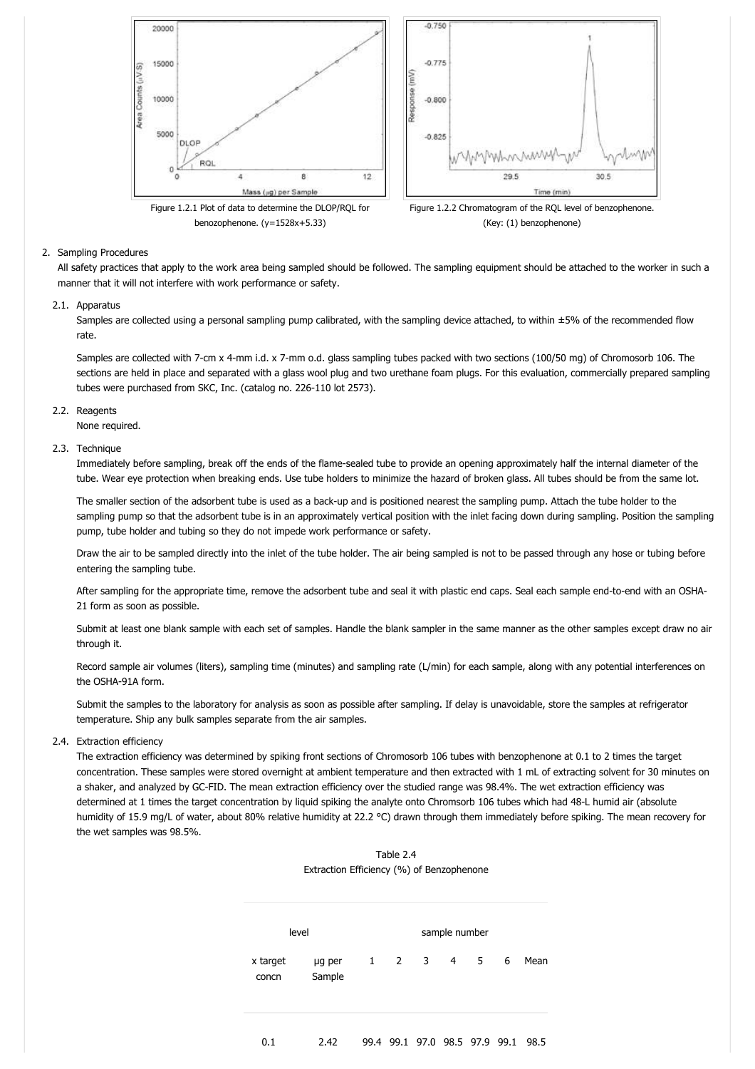Figure 1.2.1 Plot of data to determine the DLOP/RQL for benozophenone. (y=1528x+5.33)

Figure 1.2.2 Chromatogram of the RQL level of benzophenone. (Key: (1) benzophenone)

2. Sampling Procedures

All safety practices that apply to the work area being sampled should be followed. The sampling equipment should be attached to the worker in such a manner that it will not interfere with work performance or safety.

2.1. Apparatus

Samples are collected using a personal sampling pump calibrated, with the sampling device attached, to within ±5% of the recommended flow rate.

Samples are collected with 7-cm x 4-mm i.d. x 7-mm o.d. glass sampling tubes packed with two sections (100/50 mg) of Chromosorb 106. The sections are held in place and separated with a glass wool plug and two urethane foam plugs. For this evaluation, commercially prepared sampling tubes were purchased from SKC, Inc. (catalog no. 226-110 lot 2573).

2.2. Reagents

None required.

2.3. Technique

Immediately before sampling, break off the ends of the flame-sealed tube to provide an opening approximately half the internal diameter of the tube. Wear eye protection when breaking ends. Use tube holders to minimize the hazard of broken glass. All tubes should be from the same lot.

The smaller section of the adsorbent tube is used as a back-up and is positioned nearest the sampling pump. Attach the tube holder to the sampling pump so that the adsorbent tube is in an approximately vertical position with the inlet facing down during sampling. Position the sampling pump, tube holder and tubing so they do not impede work performance or safety.

Draw the air to be sampled directly into the inlet of the tube holder. The air being sampled is not to be passed through any hose or tubing before entering the sampling tube.

After sampling for the appropriate time, remove the adsorbent tube and seal it with plastic end caps. Seal each sample end-to-end with an OSHA-21 form as soon as possible.

Submit at least one blank sample with each set of samples. Handle the blank sampler in the same manner as the other samples except draw no air through it.

Record sample air volumes (liters), sampling time (minutes) and sampling rate (L/min) for each sample, along with any potential interferences on the OSHA-91A form.

Submit the samples to the laboratory for analysis as soon as possible after sampling. If delay is unavoidable, store the samples at refrigerator temperature. Ship any bulk samples separate from the air samples.

2.4. Extraction efficiency

The extraction efficiency was determined by spiking front sections of Chromosorb 106 tubes with benzophenone at 0.1 to 2 times the target concentration. These samples were stored overnight at ambient temperature and then extracted with 1 mL of extracting solvent for 30 minutes on a shaker, and analyzed by GC-FID. The mean extraction efficiency over the studied range was 98.4%. The wet extraction efficiency was determined at 1 times the target concentration by liquid spiking the analyte onto Chromsorb 106 tubes which had 48-L humid air (absolute humidity of 15.9 mg/L of water, about 80% relative humidity at 22.2 °C) drawn through them immediately before spiking. The mean recovery for the wet samples was 98.5%.

Table 2.4
Extraction Efficiency (%) of Benzophenone

| level | | sample number | | | | | | |
|---|---|---|---|---|---|---|---|---|
| x target concn | µg per Sample | 1 | 2 | 3 | 4 | 5 | 6 | Mean |
| 0.1 | 2.42 | 99.4 | 99.1 | 97.0 | 98.5 | 97.9 | 99.1 | 98.5 |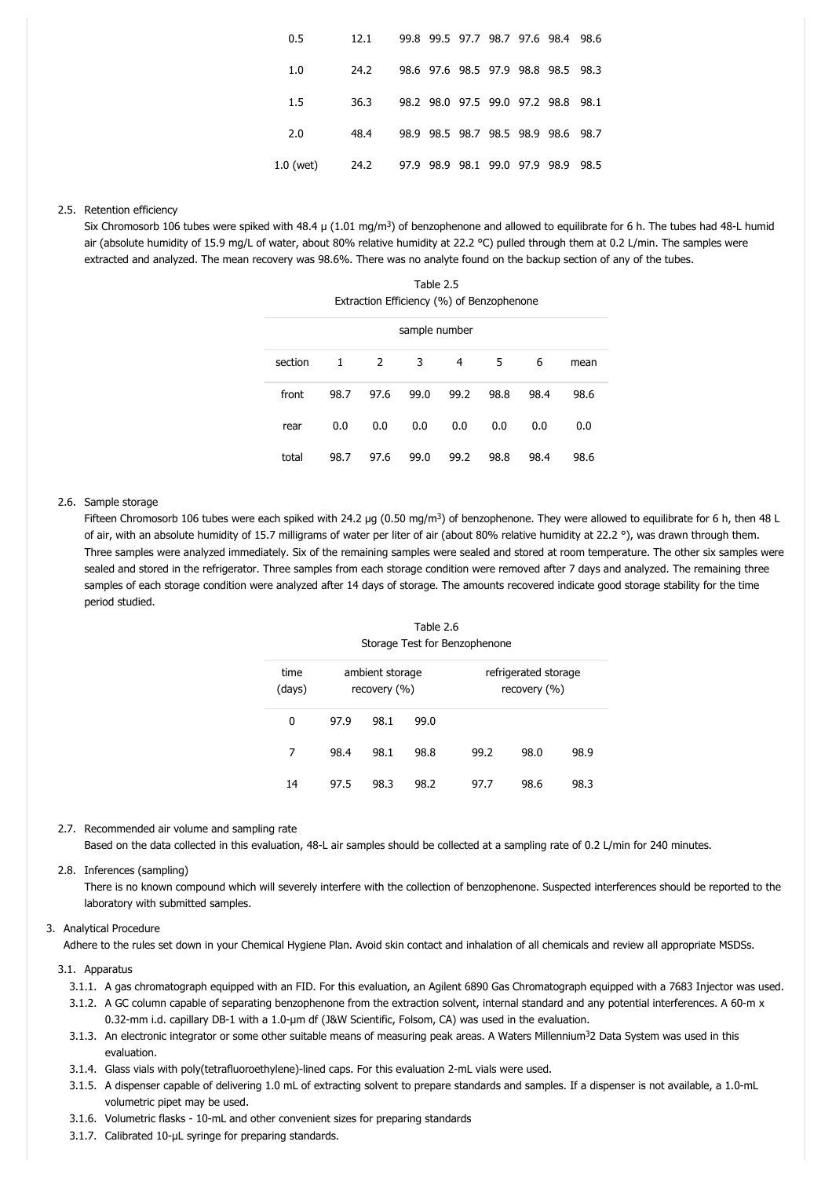| | | | | | | | | |
|---|---|---|---|---|---|---|---|---|
| 0.5 | 12.1 | 99.8 | 99.5 | 97.7 | 98.7 | 97.6 | 98.4 | 98.6 |
| 1.0 | 24.2 | 98.6 | 97.6 | 98.5 | 97.9 | 98.8 | 98.5 | 98.3 |
| 1.5 | 36.3 | 98.2 | 98.0 | 97.5 | 99.0 | 97.2 | 98.8 | 98.1 |
| 2.0 | 48.4 | 98.9 | 98.5 | 98.7 | 98.5 | 98.9 | 98.6 | 98.7 |
| 1.0 (wet) | 24.2 | 97.9 | 98.9 | 98.1 | 99.0 | 97.9 | 98.9 | 98.5 |

2.5. Retention efficiency

Six Chromosorb 106 tubes were spiked with 48.4 µ (1.01 mg/m$^3$) of benzophenone and allowed to equilibrate for 6 h. The tubes had 48-L humid air (absolute humidity of 15.9 mg/L of water, about 80% relative humidity at 22.2 °C) pulled through them at 0.2 L/min. The samples were extracted and analyzed. The mean recovery was 98.6%. There was no analyte found on the backup section of any of the tubes.

Table 2.5
Extraction Efficiency (%) of Benzophenone

| | sample number | | | | | | |
|---|---|---|---|---|---|---|---|
| section | 1 | 2 | 3 | 4 | 5 | 6 | mean |
| front | 98.7 | 97.6 | 99.0 | 99.2 | 98.8 | 98.4 | 98.6 |
| rear | 0.0 | 0.0 | 0.0 | 0.0 | 0.0 | 0.0 | 0.0 |
| total | 98.7 | 97.6 | 99.0 | 99.2 | 98.8 | 98.4 | 98.6 |

2.6. Sample storage

Fifteen Chromosorb 106 tubes were each spiked with 24.2 µg (0.50 mg/m$^3$) of benzophenone. They were allowed to equilibrate for 6 h, then 48 L of air, with an absolute humidity of 15.7 milligrams of water per liter of air (about 80% relative humidity at 22.2 °), was drawn through them. Three samples were analyzed immediately. Six of the remaining samples were sealed and stored at room temperature. The other six samples were sealed and stored in the refrigerator. Three samples from each storage condition were removed after 7 days and analyzed. The remaining three samples of each storage condition were analyzed after 14 days of storage. The amounts recovered indicate good storage stability for the time period studied.

Table 2.6
Storage Test for Benzophenone

| time (days) | ambient storage recovery (%) | | | refrigerated storage recovery (%) | | |
|---|---|---|---|---|---|---|
| 0 | 97.9 | 98.1 | 99.0 | | | |
| 7 | 98.4 | 98.1 | 98.8 | 99.2 | 98.0 | 98.9 |
| 14 | 97.5 | 98.3 | 98.2 | 97.7 | 98.6 | 98.3 |

2.7. Recommended air volume and sampling rate

Based on the data collected in this evaluation, 48-L air samples should be collected at a sampling rate of 0.2 L/min for 240 minutes.

2.8. Inferences (sampling)

There is no known compound which will severely interfere with the collection of benzophenone. Suspected interferences should be reported to the laboratory with submitted samples.

3. Analytical Procedure

Adhere to the rules set down in your Chemical Hygiene Plan. Avoid skin contact and inhalation of all chemicals and review all appropriate MSDSs.

3.1. Apparatus

3.1.1. A gas chromatograph equipped with an FID. For this evaluation, an Agilent 6890 Gas Chromatograph equipped with a 7683 Injector was used.

3.1.2. A GC column capable of separating benzophenone from the extraction solvent, internal standard and any potential interferences. A 60-m x 0.32-mm i.d. capillary DB-1 with a 1.0-µm df (J&W Scientific, Folsom, CA) was used in the evaluation.

3.1.3. An electronic integrator or some other suitable means of measuring peak areas. A Waters Millennium[3]2 Data System was used in this evaluation.

3.1.4. Glass vials with poly(tetrafluoroethylene)-lined caps. For this evaluation 2-mL vials were used.

3.1.5. A dispenser capable of delivering 1.0 mL of extracting solvent to prepare standards and samples. If a dispenser is not available, a 1.0-mL volumetric pipet may be used.

3.1.6. Volumetric flasks - 10-mL and other convenient sizes for preparing standards

3.1.7. Calibrated 10-µL syringe for preparing standards.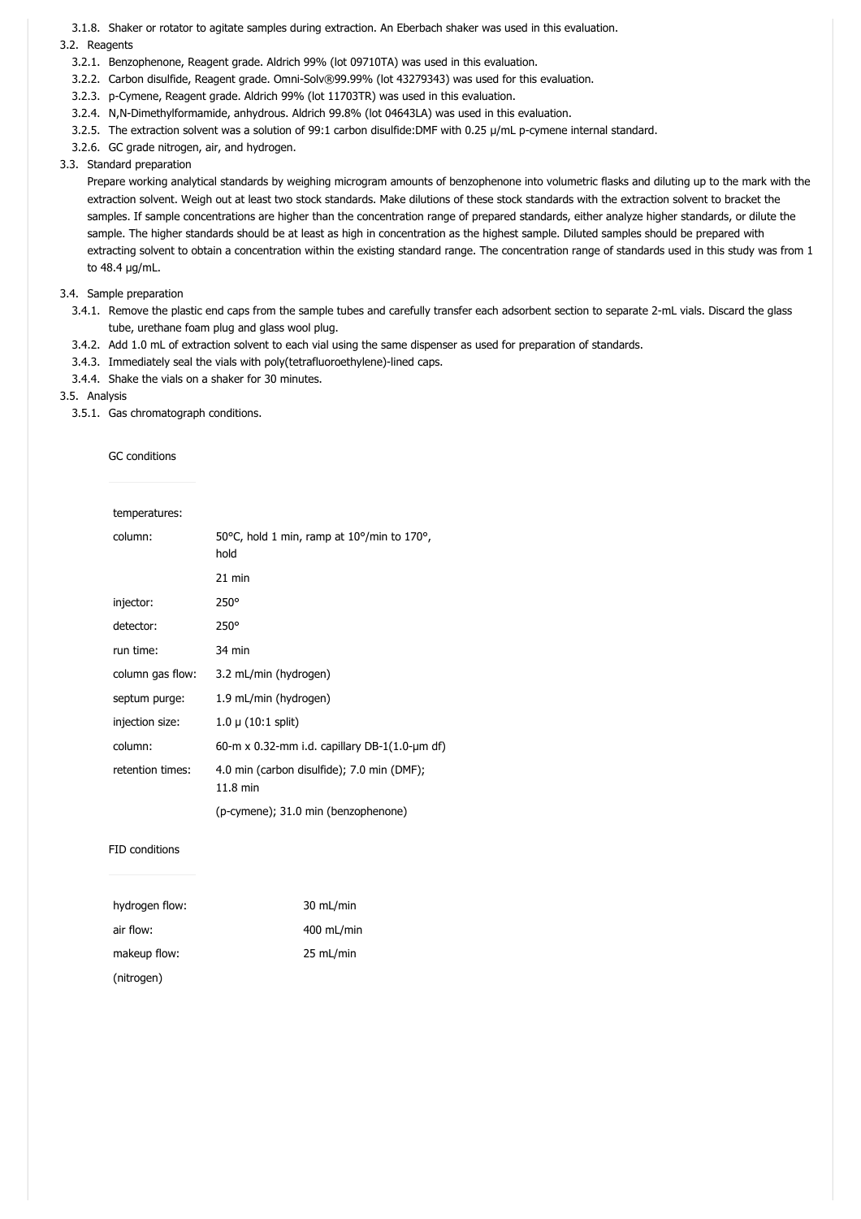3.1.8. Shaker or rotator to agitate samples during extraction. An Eberbach shaker was used in this evaluation.

3.2. Reagents

3.2.1. Benzophenone, Reagent grade. Aldrich 99% (lot 09710TA) was used in this evaluation.

3.2.2. Carbon disulfide, Reagent grade. Omni-Solv®99.99% (lot 43279343) was used for this evaluation.

3.2.3. p-Cymene, Reagent grade. Aldrich 99% (lot 11703TR) was used in this evaluation.

3.2.4. N,N-Dimethylformamide, anhydrous. Aldrich 99.8% (lot 04643LA) was used in this evaluation.

3.2.5. The extraction solvent was a solution of 99:1 carbon disulfide:DMF with 0.25 µ/mL p-cymene internal standard.

3.2.6. GC grade nitrogen, air, and hydrogen.

3.3. Standard preparation

Prepare working analytical standards by weighing microgram amounts of benzophenone into volumetric flasks and diluting up to the mark with the extraction solvent. Weigh out at least two stock standards. Make dilutions of these stock standards with the extraction solvent to bracket the samples. If sample concentrations are higher than the concentration range of prepared standards, either analyze higher standards, or dilute the sample. The higher standards should be at least as high in concentration as the highest sample. Diluted samples should be prepared with extracting solvent to obtain a concentration within the existing standard range. The concentration range of standards used in this study was from 1 to 48.4 µg/mL.

3.4. Sample preparation

3.4.1. Remove the plastic end caps from the sample tubes and carefully transfer each adsorbent section to separate 2-mL vials. Discard the glass tube, urethane foam plug and glass wool plug.

3.4.2. Add 1.0 mL of extraction solvent to each vial using the same dispenser as used for preparation of standards.

3.4.3. Immediately seal the vials with poly(tetrafluoroethylene)-lined caps.

3.4.4. Shake the vials on a shaker for 30 minutes.

3.5. Analysis

3.5.1. Gas chromatograph conditions.

GC conditions

| | |
|---|---|
| temperatures: | |
| column: | 50°C, hold 1 min, ramp at 10°/min to 170°, hold 21 min |
| injector: | 250° |
| detector: | 250° |
| run time: | 34 min |
| column gas flow: | 3.2 mL/min (hydrogen) |
| septum purge: | 1.9 mL/min (hydrogen) |
| injection size: | 1.0 µ (10:1 split) |
| column: | 60-m x 0.32-mm i.d. capillary DB-1(1.0-µm df) |
| retention times: | 4.0 min (carbon disulfide); 7.0 min (DMF); 11.8 min (p-cymene); 31.0 min (benzophenone) |

FID conditions

| | |
|---|---|
| hydrogen flow: | 30 mL/min |
| air flow: | 400 mL/min |
| makeup flow: (nitrogen) | 25 mL/min |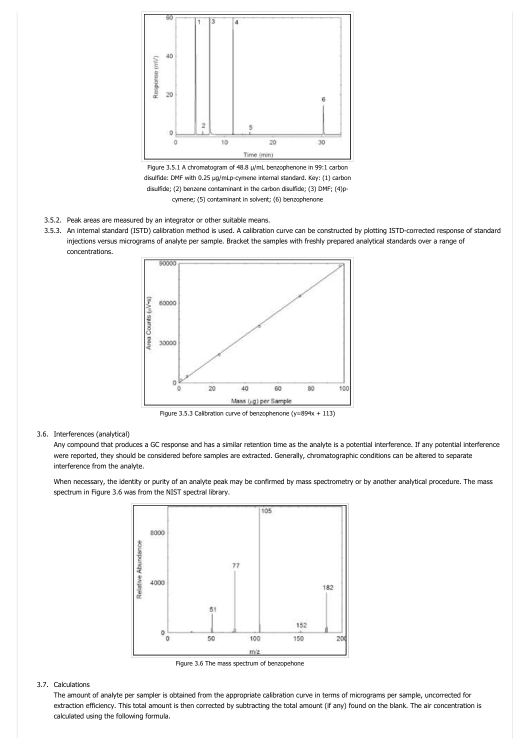Figure 3.5.1 A chromatogram of 48.8 µ/mL benzophenone in 99:1 carbon disulfide: DMF with 0.25 µg/mLp-cymene internal standard. Key: (1) carbon disulfide; (2) benzene contaminant in the carbon disulfide; (3) DMF; (4)p-cymene; (5) contaminant in solvent; (6) benzophenone

3.5.2. Peak areas are measured by an integrator or other suitable means.

3.5.3. An internal standard (ISTD) calibration method is used. A calibration curve can be constructed by plotting ISTD-corrected response of standard injections versus micrograms of analyte per sample. Bracket the samples with freshly prepared analytical standards over a range of concentrations.

Figure 3.5.3 Calibration curve of benzophenone ($y=894x + 113$)

3.6. Interferences (analytical)

Any compound that produces a GC response and has a similar retention time as the analyte is a potential interference. If any potential interference were reported, they should be considered before samples are extracted. Generally, chromatographic conditions can be altered to separate interference from the analyte.

When necessary, the identity or purity of an analyte peak may be confirmed by mass spectrometry or by another analytical procedure. The mass spectrum in Figure 3.6 was from the NIST spectral library.

Figure 3.6 The mass spectrum of benzopehone

3.7. Calculations

The amount of analyte per sampler is obtained from the appropriate calibration curve in terms of micrograms per sample, uncorrected for extraction efficiency. This total amount is then corrected by subtracting the total amount (if any) found on the blank. The air concentration is calculated using the following formula.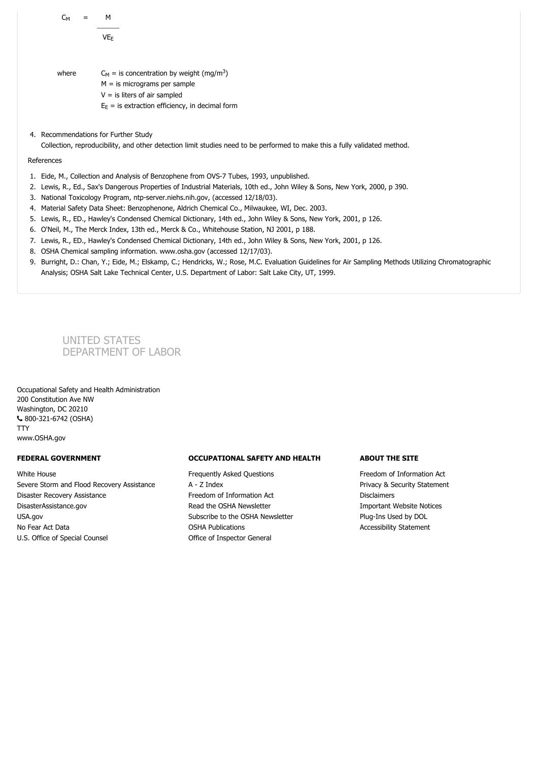$$C_M = \frac{M}{VE_E}$$

where $C_M$ = is concentration by weight (mg/m$^3$)
$M$ = is micrograms per sample
$V$ = is liters of air sampled
$E_E$ = is extraction efficiency, in decimal form

4. Recommendations for Further Study

   Collection, reproducibility, and other detection limit studies need to be performed to make this a fully validated method.

References

1. Eide, M., Collection and Analysis of Benzophene from OVS-7 Tubes, 1993, unpublished.
2. Lewis, R., Ed., Sax's Dangerous Properties of Industrial Materials, 10th ed., John Wiley & Sons, New York, 2000, p 390.
3. National Toxicology Program, ntp-server.niehs.nih.gov, (accessed 12/18/03).
4. Material Safety Data Sheet: Benzophenone, Aldrich Chemical Co., Milwaukee, WI, Dec. 2003.
5. Lewis, R., ED., Hawley's Condensed Chemical Dictionary, 14th ed., John Wiley & Sons, New York, 2001, p 126.
6. O'Neil, M., The Merck Index, 13th ed., Merck & Co., Whitehouse Station, NJ 2001, p 188.
7. Lewis, R., ED., Hawley's Condensed Chemical Dictionary, 14th ed., John Wiley & Sons, New York, 2001, p 126.
8. OSHA Chemical sampling information. www.osha.gov (accessed 12/17/03).
9. Burright, D.: Chan, Y.; Eide, M.; Elskamp, C.; Hendricks, W.; Rose, M.C. Evaluation Guidelines for Air Sampling Methods Utilizing Chromatographic Analysis; OSHA Salt Lake Technical Center, U.S. Department of Labor: Salt Lake City, UT, 1999.

UNITED STATES
DEPARTMENT OF LABOR

Occupational Safety and Health Administration
200 Constitution Ave NW
Washington, DC 20210
800-321-6742 (OSHA)
TTY
www.OSHA.gov

**FEDERAL GOVERNMENT**

White House
Severe Storm and Flood Recovery Assistance
Disaster Recovery Assistance
DisasterAssistance.gov
USA.gov
No Fear Act Data
U.S. Office of Special Counsel

**OCCUPATIONAL SAFETY AND HEALTH**

Frequently Asked Questions
A - Z Index
Freedom of Information Act
Read the OSHA Newsletter
Subscribe to the OSHA Newsletter
OSHA Publications
Office of Inspector General

**ABOUT THE SITE**

Freedom of Information Act
Privacy & Security Statement
Disclaimers
Important Website Notices
Plug-Ins Used by DOL
Accessibility Statement